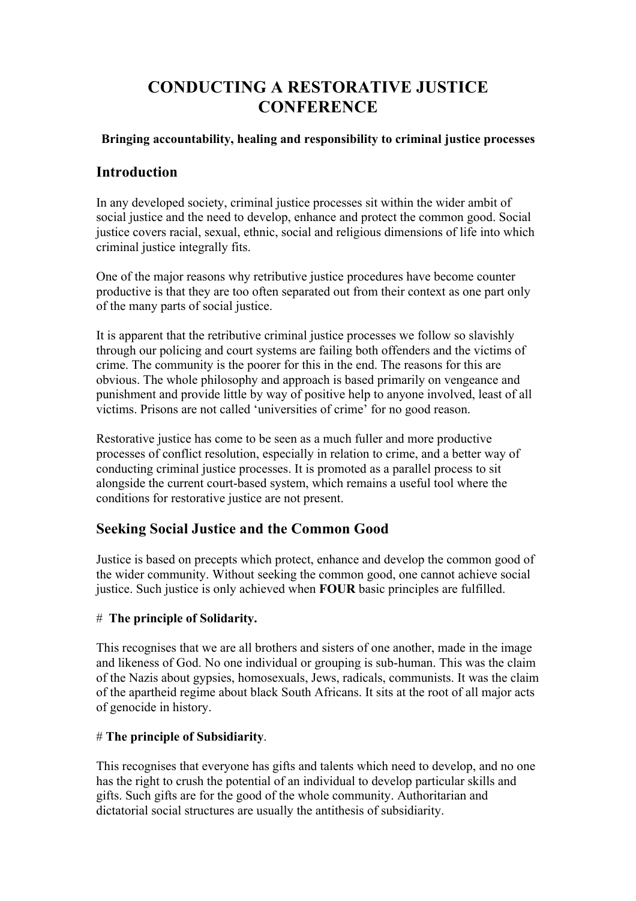# CONDUCTING A RESTORATIVE JUSTICE CONFERENCE

**Bringing accountability, healing and responsibility to criminal justice processes**

## Introduction

In any developed society, criminal justice processes sit within the wider ambit of social justice and the need to develop, enhance and protect the common good. Social justice covers racial, sexual, ethnic, social and religious dimensions of life into which criminal justice integrally fits.

One of the major reasons why retributive justice procedures have become counter productive is that they are too often separated out from their context as one part only of the many parts of social justice.

It is apparent that the retributive criminal justice processes we follow so slavishly through our policing and court systems are failing both offenders and the victims of crime. The community is the poorer for this in the end. The reasons for this are obvious. The whole philosophy and approach is based primarily on vengeance and punishment and provide little by way of positive help to anyone involved, least of all victims. Prisons are not called 'universities of crime' for no good reason.

Restorative justice has come to be seen as a much fuller and more productive processes of conflict resolution, especially in relation to crime, and a better way of conducting criminal justice processes. It is promoted as a parallel process to sit alongside the current court-based system, which remains a useful tool where the conditions for restorative justice are not present.

## Seeking Social Justice and the Common Good

Justice is based on precepts which protect, enhance and develop the common good of the wider community. Without seeking the common good, one cannot achieve social justice. Such justice is only achieved when **FOUR** basic principles are fulfilled.

# **The principle of Solidarity.**

This recognises that we are all brothers and sisters of one another, made in the image and likeness of God. No one individual or grouping is sub-human. This was the claim of the Nazis about gypsies, homosexuals, Jews, radicals, communists. It was the claim of the apartheid regime about black South Africans. It sits at the root of all major acts of genocide in history.

# **The principle of Subsidiarity**.

This recognises that everyone has gifts and talents which need to develop, and no one has the right to crush the potential of an individual to develop particular skills and gifts. Such gifts are for the good of the whole community. Authoritarian and dictatorial social structures are usually the antithesis of subsidiarity.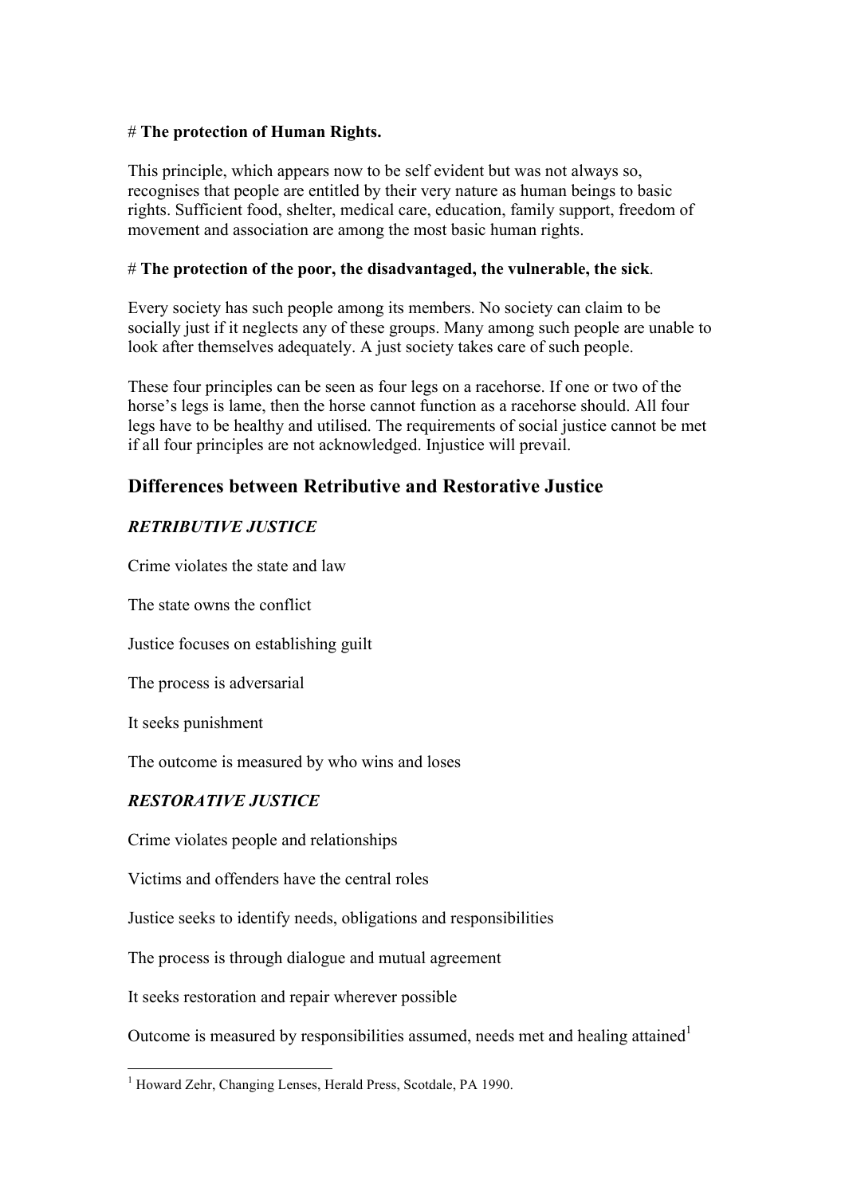# **The protection of Human Rights.**

This principle, which appears now to be self evident but was not always so, recognises that people are entitled by their very nature as human beings to basic rights. Sufficient food, shelter, medical care, education, family support, freedom of movement and association are among the most basic human rights.

# **The protection of the poor, the disadvantaged, the vulnerable, the sick**.

Every society has such people among its members. No society can claim to be socially just if it neglects any of these groups. Many among such people are unable to look after themselves adequately. A just society takes care of such people.

These four principles can be seen as four legs on a racehorse. If one or two of the horse's legs is lame, then the horse cannot function as a racehorse should. All four legs have to be healthy and utilised. The requirements of social justice cannot be met if all four principles are not acknowledged. Injustice will prevail.

## Differences between Retributive and Restorative Justice

***RETRIBUTIVE JUSTICE***

Crime violates the state and law

The state owns the conflict

Justice focuses on establishing guilt

The process is adversarial

It seeks punishment

The outcome is measured by who wins and loses

***RESTORATIVE JUSTICE***

Crime violates people and relationships

Victims and offenders have the central roles

Justice seeks to identify needs, obligations and responsibilities

The process is through dialogue and mutual agreement

It seeks restoration and repair wherever possible

Outcome is measured by responsibilities assumed, needs met and healing attained[1]

---

[1] Howard Zehr, Changing Lenses, Herald Press, Scotdale, PA 1990.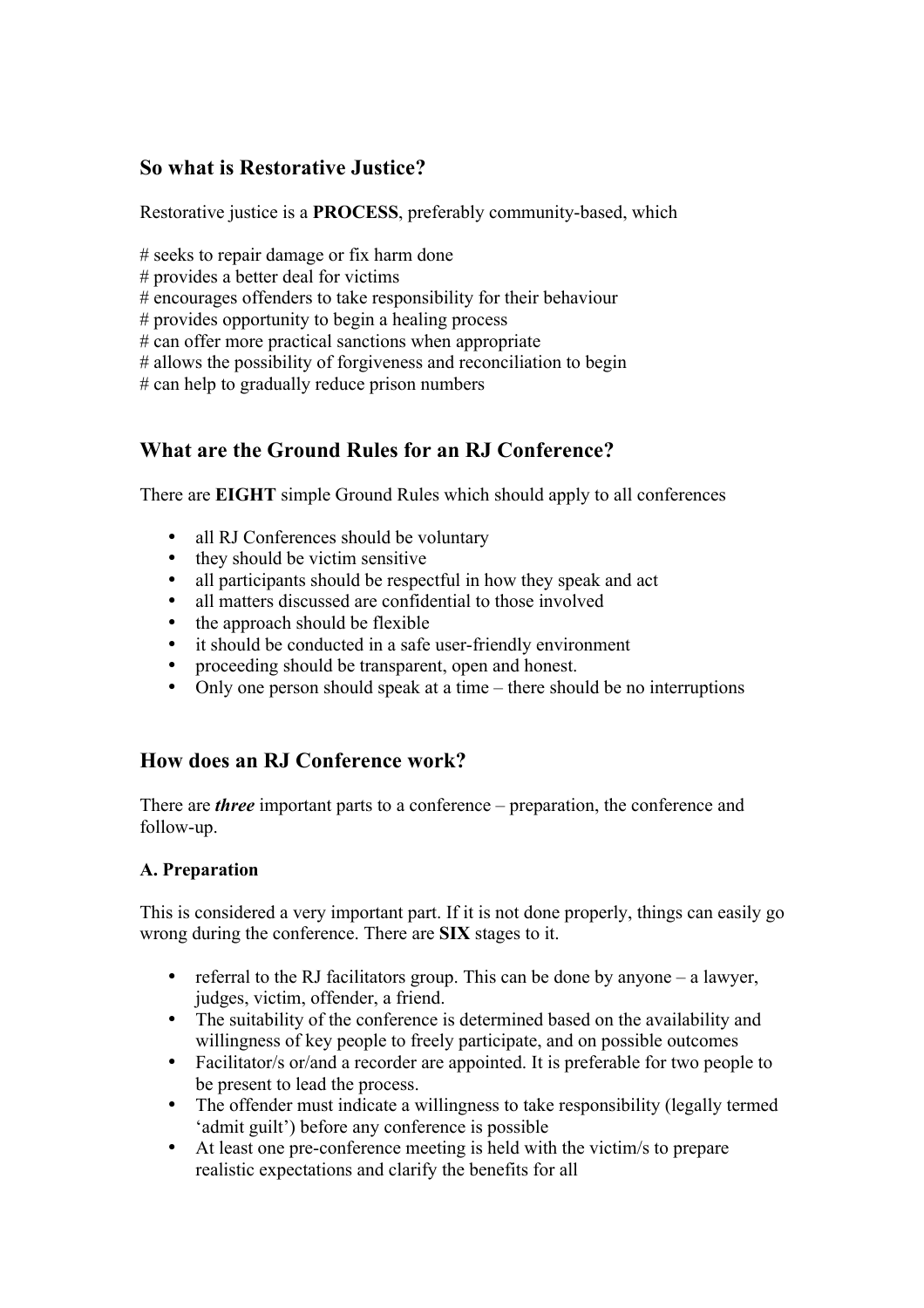## So what is Restorative Justice?

Restorative justice is a **PROCESS**, preferably community-based, which

# seeks to repair damage or fix harm done
# provides a better deal for victims
# encourages offenders to take responsibility for their behaviour
# provides opportunity to begin a healing process
# can offer more practical sanctions when appropriate
# allows the possibility of forgiveness and reconciliation to begin
# can help to gradually reduce prison numbers

## What are the Ground Rules for an RJ Conference?

There are **EIGHT** simple Ground Rules which should apply to all conferences

- all RJ Conferences should be voluntary
- they should be victim sensitive
- all participants should be respectful in how they speak and act
- all matters discussed are confidential to those involved
- the approach should be flexible
- it should be conducted in a safe user-friendly environment
- proceeding should be transparent, open and honest.
- Only one person should speak at a time – there should be no interruptions

## How does an RJ Conference work?

There are ***three*** important parts to a conference – preparation, the conference and follow-up.

### A. Preparation

This is considered a very important part. If it is not done properly, things can easily go wrong during the conference. There are **SIX** stages to it.

- referral to the RJ facilitators group. This can be done by anyone – a lawyer, judges, victim, offender, a friend.
- The suitability of the conference is determined based on the availability and willingness of key people to freely participate, and on possible outcomes
- Facilitator/s or/and a recorder are appointed. It is preferable for two people to be present to lead the process.
- The offender must indicate a willingness to take responsibility (legally termed 'admit guilt') before any conference is possible
- At least one pre-conference meeting is held with the victim/s to prepare realistic expectations and clarify the benefits for all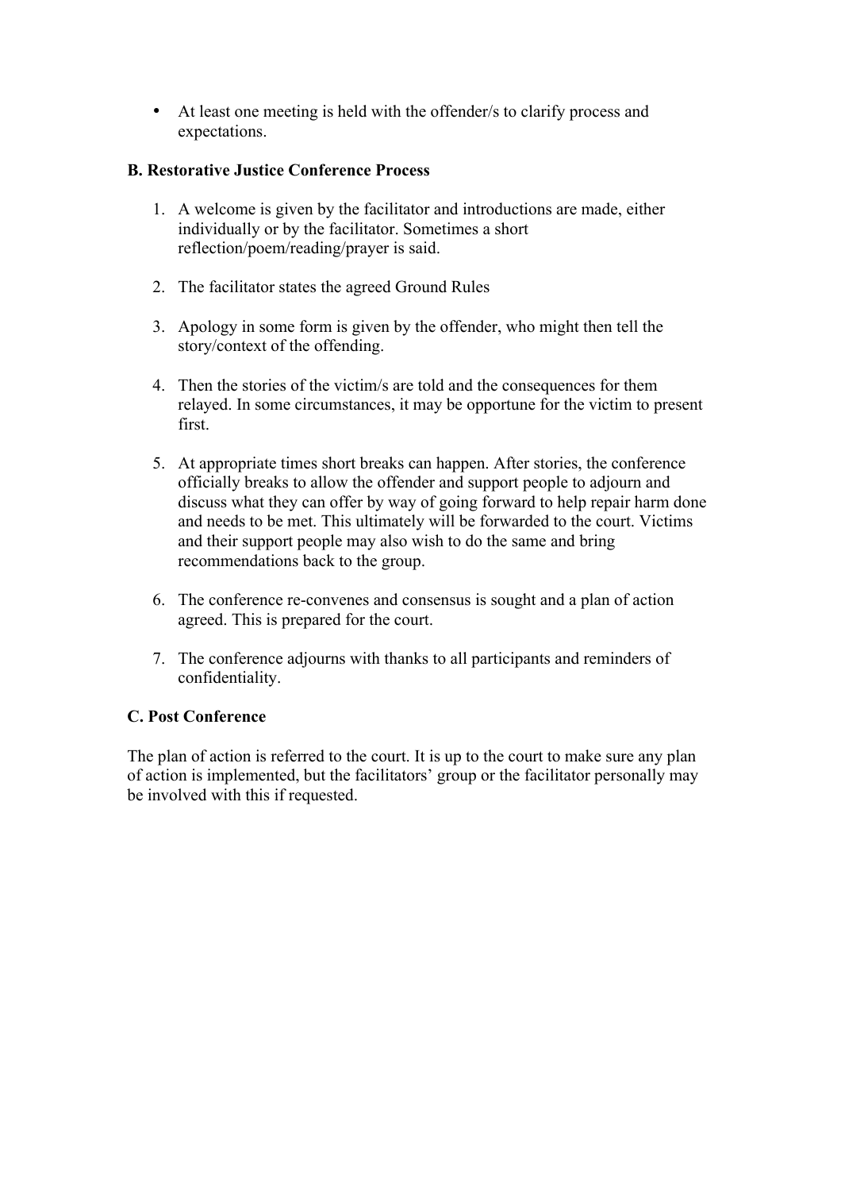- At least one meeting is held with the offender/s to clarify process and expectations.

**B. Restorative Justice Conference Process**

1. A welcome is given by the facilitator and introductions are made, either individually or by the facilitator. Sometimes a short reflection/poem/reading/prayer is said.

2. The facilitator states the agreed Ground Rules

3. Apology in some form is given by the offender, who might then tell the story/context of the offending.

4. Then the stories of the victim/s are told and the consequences for them relayed. In some circumstances, it may be opportune for the victim to present first.

5. At appropriate times short breaks can happen. After stories, the conference officially breaks to allow the offender and support people to adjourn and discuss what they can offer by way of going forward to help repair harm done and needs to be met. This ultimately will be forwarded to the court. Victims and their support people may also wish to do the same and bring recommendations back to the group.

6. The conference re-convenes and consensus is sought and a plan of action agreed. This is prepared for the court.

7. The conference adjourns with thanks to all participants and reminders of confidentiality.

**C. Post Conference**

The plan of action is referred to the court. It is up to the court to make sure any plan of action is implemented, but the facilitators' group or the facilitator personally may be involved with this if requested.